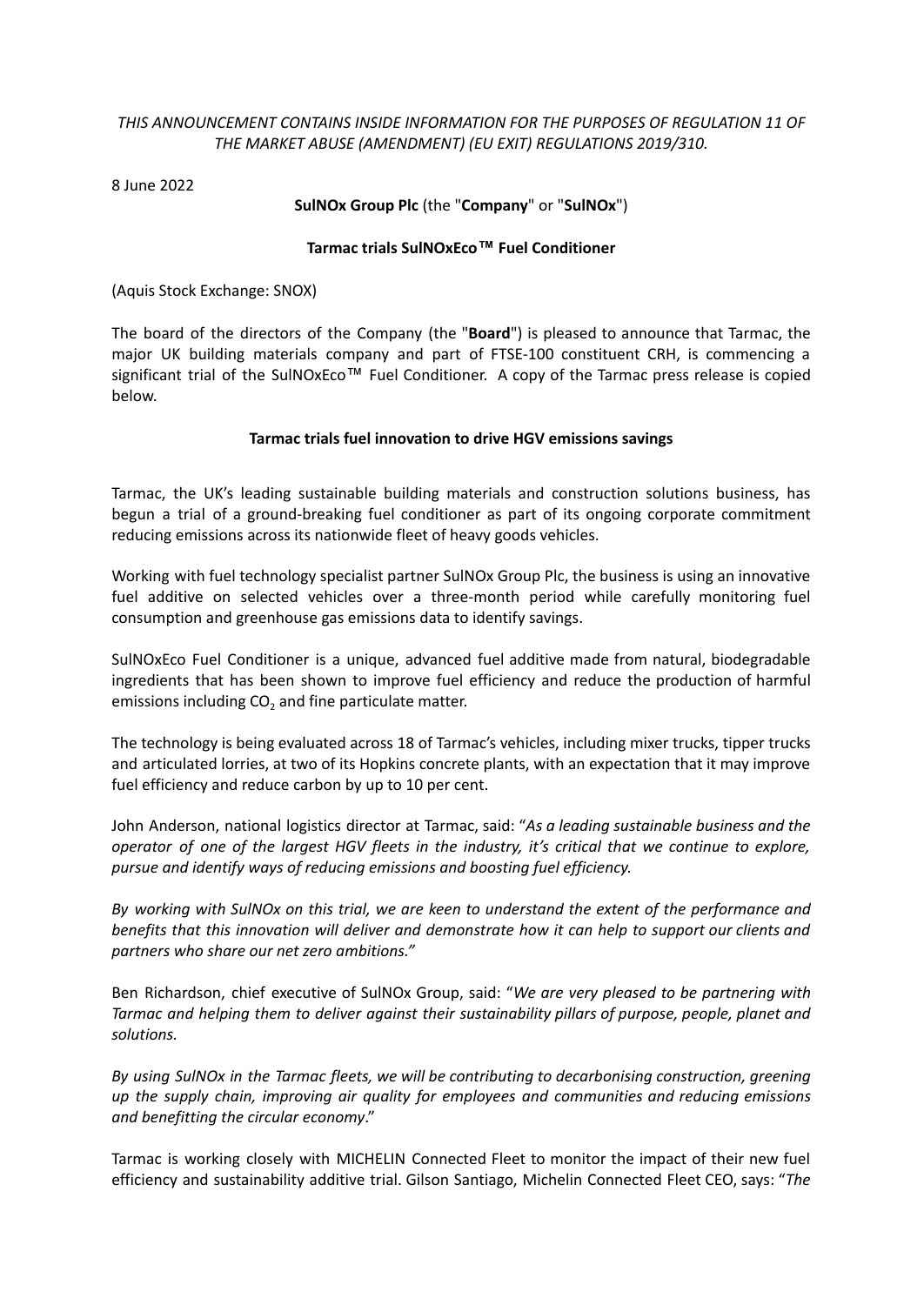*THIS ANNOUNCEMENT CONTAINS INSIDE INFORMATION FOR THE PURPOSES OF REGULATION 11 OF THE MARKET ABUSE (AMENDMENT) (EU EXIT) REGULATIONS 2019/310.*

8 June 2022

**SulNOx Group Plc** (the "**Company**" or "**SulNOx**")

**Tarmac trials SulNOxEco™ Fuel Conditioner**

(Aquis Stock Exchange: SNOX)

The board of the directors of the Company (the "**Board**") is pleased to announce that Tarmac, the major UK building materials company and part of FTSE-100 constituent CRH, is commencing a significant trial of the SulNOxEco™ Fuel Conditioner. A copy of the Tarmac press release is copied below.

**Tarmac trials fuel innovation to drive HGV emissions savings**

Tarmac, the UK's leading sustainable building materials and construction solutions business, has begun a trial of a ground-breaking fuel conditioner as part of its ongoing corporate commitment reducing emissions across its nationwide fleet of heavy goods vehicles.

Working with fuel technology specialist partner SulNOx Group Plc, the business is using an innovative fuel additive on selected vehicles over a three-month period while carefully monitoring fuel consumption and greenhouse gas emissions data to identify savings.

SulNOxEco Fuel Conditioner is a unique, advanced fuel additive made from natural, biodegradable ingredients that has been shown to improve fuel efficiency and reduce the production of harmful emissions including $CO_2$ and fine particulate matter.

The technology is being evaluated across 18 of Tarmac's vehicles, including mixer trucks, tipper trucks and articulated lorries, at two of its Hopkins concrete plants, with an expectation that it may improve fuel efficiency and reduce carbon by up to 10 per cent.

John Anderson, national logistics director at Tarmac, said: "*As a leading sustainable business and the operator of one of the largest HGV fleets in the industry, it's critical that we continue to explore, pursue and identify ways of reducing emissions and boosting fuel efficiency.*

*By working with SulNOx on this trial, we are keen to understand the extent of the performance and benefits that this innovation will deliver and demonstrate how it can help to support our clients and partners who share our net zero ambitions.*"

Ben Richardson, chief executive of SulNOx Group, said: "*We are very pleased to be partnering with Tarmac and helping them to deliver against their sustainability pillars of purpose, people, planet and solutions.*

*By using SulNOx in the Tarmac fleets, we will be contributing to decarbonising construction, greening up the supply chain, improving air quality for employees and communities and reducing emissions and benefitting the circular economy*."

Tarmac is working closely with MICHELIN Connected Fleet to monitor the impact of their new fuel efficiency and sustainability additive trial. Gilson Santiago, Michelin Connected Fleet CEO, says: "*The*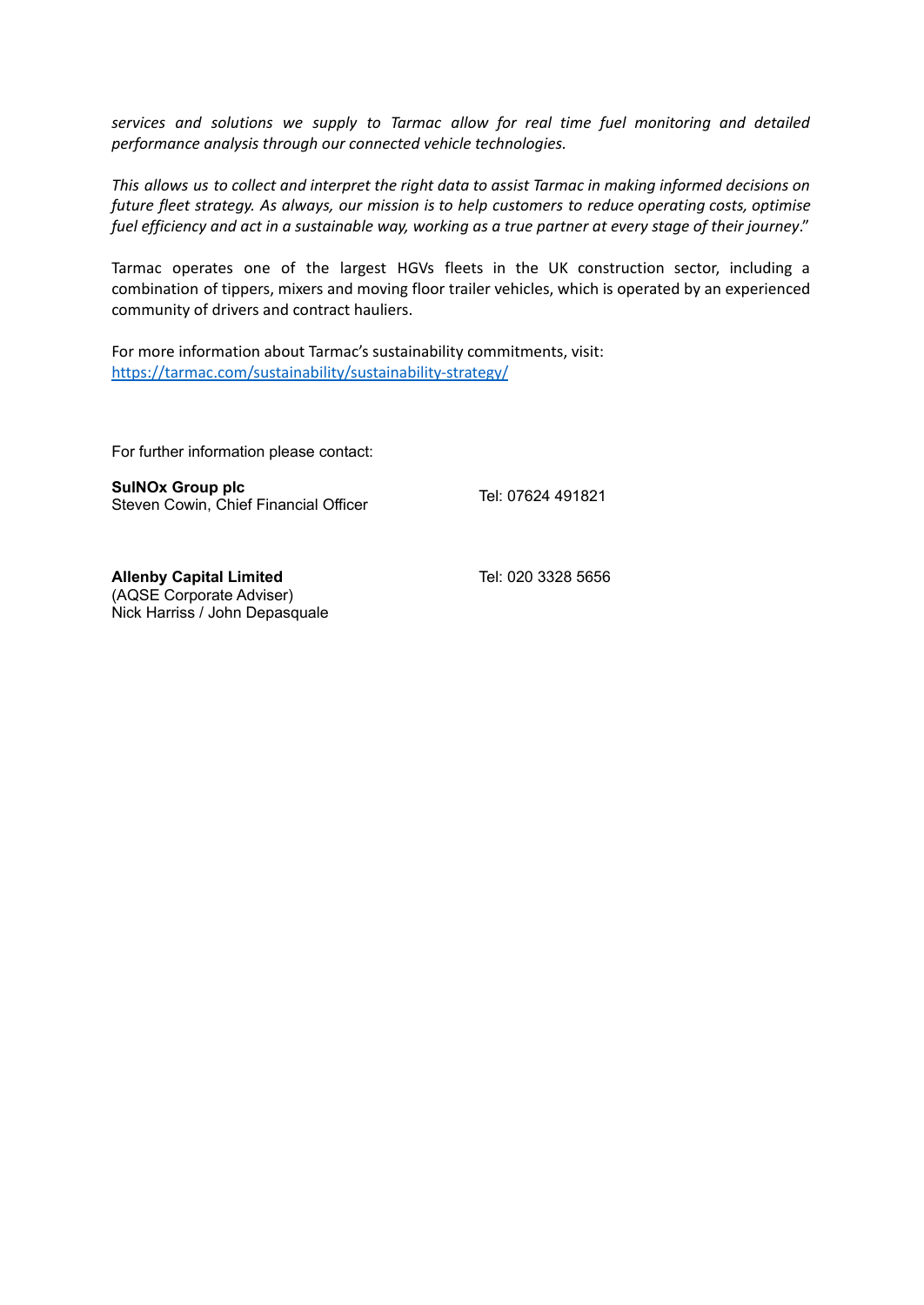*services and solutions we supply to Tarmac allow for real time fuel monitoring and detailed performance analysis through our connected vehicle technologies.*

*This allows us to collect and interpret the right data to assist Tarmac in making informed decisions on future fleet strategy. As always, our mission is to help customers to reduce operating costs, optimise fuel efficiency and act in a sustainable way, working as a true partner at every stage of their journey*."

Tarmac operates one of the largest HGVs fleets in the UK construction sector, including a combination of tippers, mixers and moving floor trailer vehicles, which is operated by an experienced community of drivers and contract hauliers.

For more information about Tarmac's sustainability commitments, visit:
https://tarmac.com/sustainability/sustainability-strategy/

For further information please contact:

| | |
|---|---|
| **SulNOx Group plc**<br>Steven Cowin, Chief Financial Officer | Tel: 07624 491821 |
| **Allenby Capital Limited**<br>(AQSE Corporate Adviser)<br>Nick Harriss / John Depasquale | Tel: 020 3328 5656 |